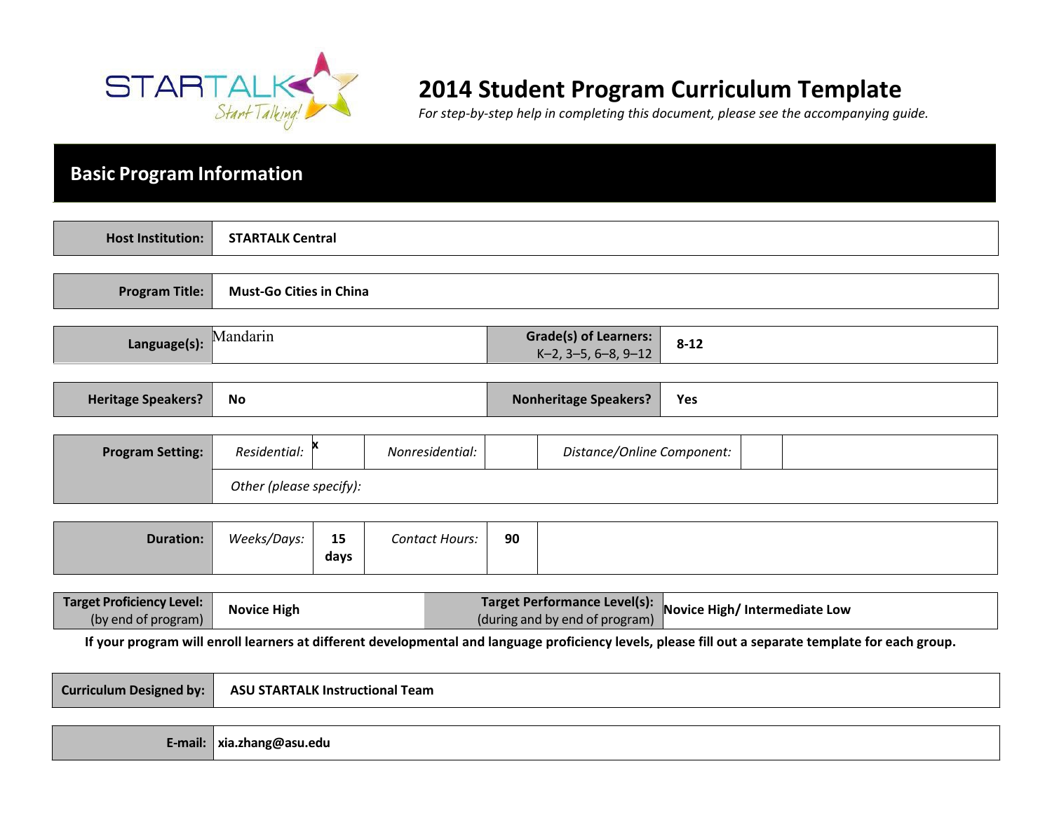STARTALK Start Talking!

# 2014 Student Program Curriculum Template

*For step-by-step help in completing this document, please see the accompanying guide.*

## Basic Program Information

| | |
|---|---|
| **Host Institution:** | **STARTALK Central** |

| | |
|---|---|
| **Program Title:** | **Must-Go Cities in China** |

| | | | |
|---|---|---|---|
| **Language(s):** | Mandarin | **Grade(s) of Learners:** K–2, 3–5, 6–8, 9–12 | **8-12** |

| | | | |
|---|---|---|---|
| **Heritage Speakers?** | **No** | **Nonheritage Speakers?** | **Yes** |

| | | | | | | | |
|---|---|---|---|---|---|---|---|
| **Program Setting:** | *Residential:* | **x** | *Nonresidential:* | | *Distance/Online Component:* | | |
| | *Other (please specify):* | | | | | | |

| | | | | | |
|---|---|---|---|---|---|
| **Duration:** | *Weeks/Days:* | **15 days** | *Contact Hours:* | **90** | |

| | | | |
|---|---|---|---|
| **Target Proficiency Level:** (by end of program) | **Novice High** | **Target Performance Level(s):** (during and by end of program) | **Novice High/ Intermediate Low** |

**If your program will enroll learners at different developmental and language proficiency levels, please fill out a separate template for each group.**

| | |
|---|---|
| **Curriculum Designed by:** | **ASU STARTALK Instructional Team** |

| | |
|---|---|
| **E-mail:** | **xia.zhang@asu.edu** |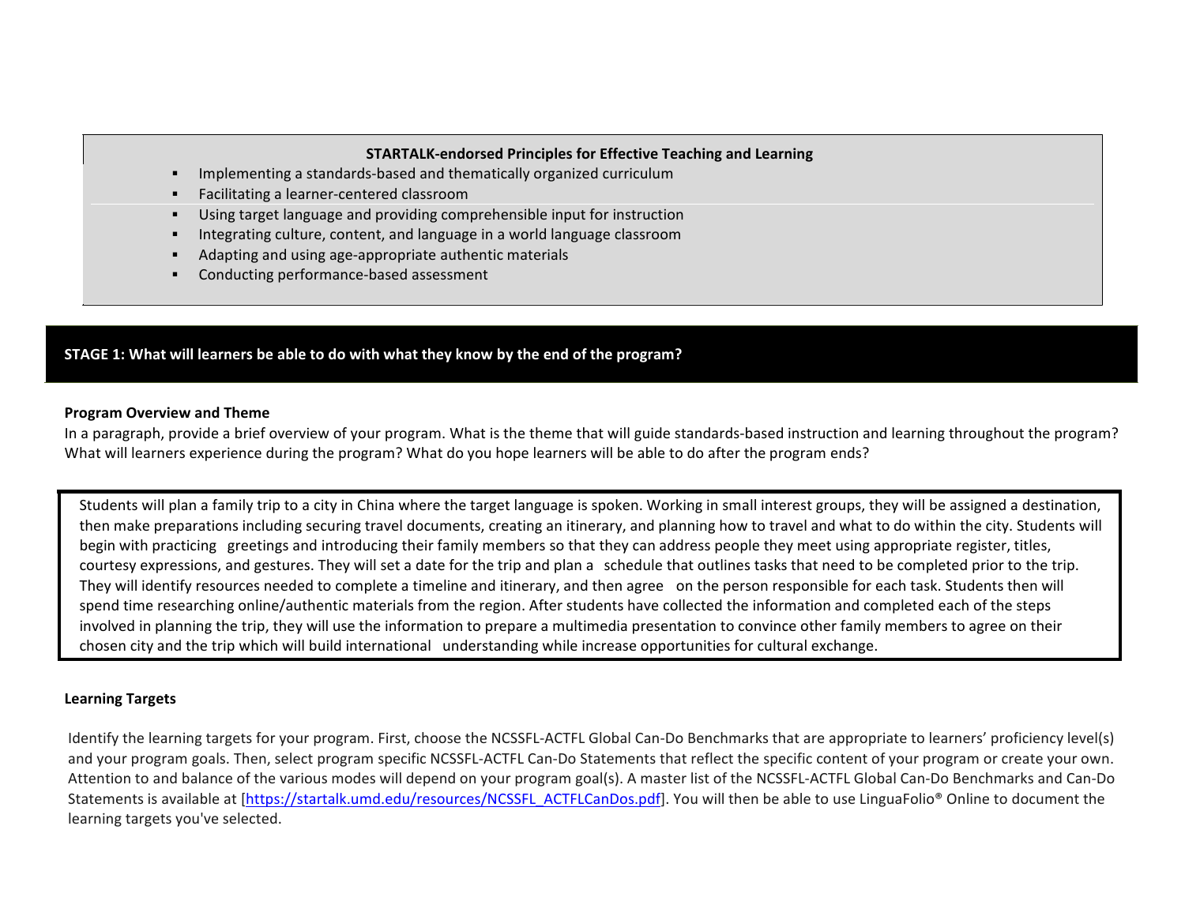**STARTALK-endorsed Principles for Effective Teaching and Learning**

- Implementing a standards-based and thematically organized curriculum
- Facilitating a learner-centered classroom
- Using target language and providing comprehensible input for instruction
- Integrating culture, content, and language in a world language classroom
- Adapting and using age-appropriate authentic materials
- Conducting performance-based assessment

## STAGE 1: What will learners be able to do with what they know by the end of the program?

**Program Overview and Theme**

In a paragraph, provide a brief overview of your program. What is the theme that will guide standards-based instruction and learning throughout the program? What will learners experience during the program? What do you hope learners will be able to do after the program ends?

Students will plan a family trip to a city in China where the target language is spoken. Working in small interest groups, they will be assigned a destination, then make preparations including securing travel documents, creating an itinerary, and planning how to travel and what to do within the city. Students will begin with practicing greetings and introducing their family members so that they can address people they meet using appropriate register, titles, courtesy expressions, and gestures. They will set a date for the trip and plan a schedule that outlines tasks that need to be completed prior to the trip. They will identify resources needed to complete a timeline and itinerary, and then agree on the person responsible for each task. Students then will spend time researching online/authentic materials from the region. After students have collected the information and completed each of the steps involved in planning the trip, they will use the information to prepare a multimedia presentation to convince other family members to agree on their chosen city and the trip which will build international understanding while increase opportunities for cultural exchange.

**Learning Targets**

Identify the learning targets for your program. First, choose the NCSSFL-ACTFL Global Can-Do Benchmarks that are appropriate to learners' proficiency level(s) and your program goals. Then, select program specific NCSSFL-ACTFL Can-Do Statements that reflect the specific content of your program or create your own. Attention to and balance of the various modes will depend on your program goal(s). A master list of the NCSSFL-ACTFL Global Can-Do Benchmarks and Can-Do Statements is available at [https://startalk.umd.edu/resources/NCSSFL_ACTFLCanDos.pdf]. You will then be able to use LinguaFolio® Online to document the learning targets you've selected.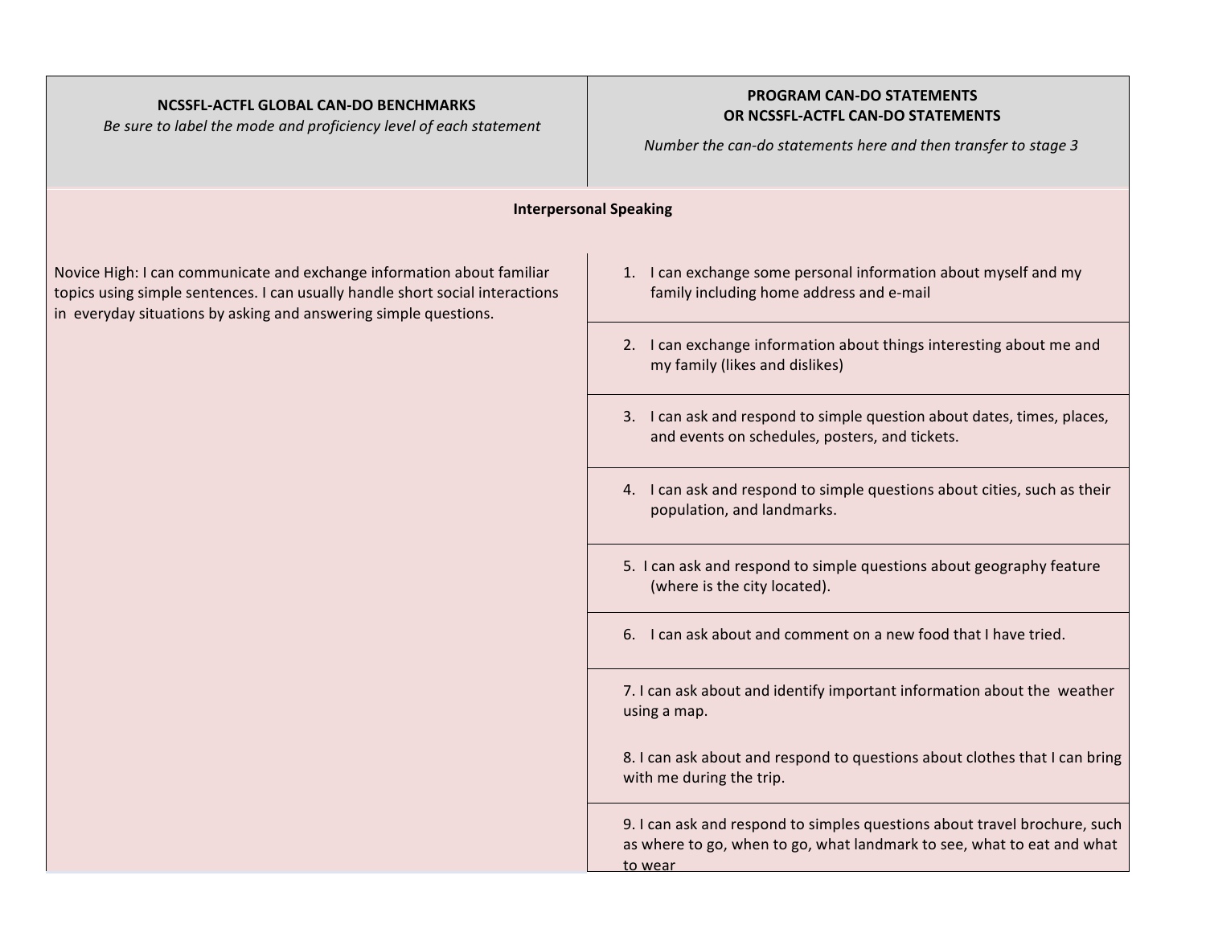| **NCSSFL-ACTFL GLOBAL CAN-DO BENCHMARKS**<br>*Be sure to label the mode and proficiency level of each statement* | **PROGRAM CAN-DO STATEMENTS**<br>**OR NCSSFL-ACTFL CAN-DO STATEMENTS**<br>*Number the can-do statements here and then transfer to stage 3* |
|---|---|
| **Interpersonal Speaking** | |
| Novice High: I can communicate and exchange information about familiar topics using simple sentences. I can usually handle short social interactions in everyday situations by asking and answering simple questions. | 1. I can exchange some personal information about myself and my family including home address and e-mail |
| | 2. I can exchange information about things interesting about me and my family (likes and dislikes) |
| | 3. I can ask and respond to simple question about dates, times, places, and events on schedules, posters, and tickets. |
| | 4. I can ask and respond to simple questions about cities, such as their population, and landmarks. |
| | 5. I can ask and respond to simple questions about geography feature (where is the city located). |
| | 6. I can ask about and comment on a new food that I have tried. |
| | 7. I can ask about and identify important information about the weather using a map.<br><br>8. I can ask about and respond to questions about clothes that I can bring with me during the trip. |
| | 9. I can ask and respond to simples questions about travel brochure, such as where to go, when to go, what landmark to see, what to eat and what to wear |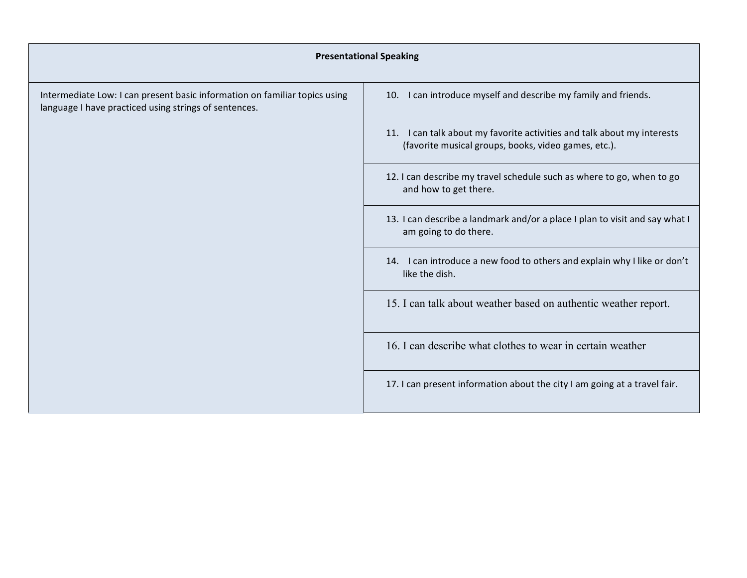| Presentational Speaking | |
|---|---|
| Intermediate Low: I can present basic information on familiar topics using language I have practiced using strings of sentences. | 10. I can introduce myself and describe my family and friends.<br><br>11. I can talk about my favorite activities and talk about my interests (favorite musical groups, books, video games, etc.). |
| | 12. I can describe my travel schedule such as where to go, when to go and how to get there. |
| | 13. I can describe a landmark and/or a place I plan to visit and say what I am going to do there. |
| | 14. I can introduce a new food to others and explain why I like or don't like the dish. |
| | 15. I can talk about weather based on authentic weather report. |
| | 16. I can describe what clothes to wear in certain weather |
| | 17. I can present information about the city I am going at a travel fair. |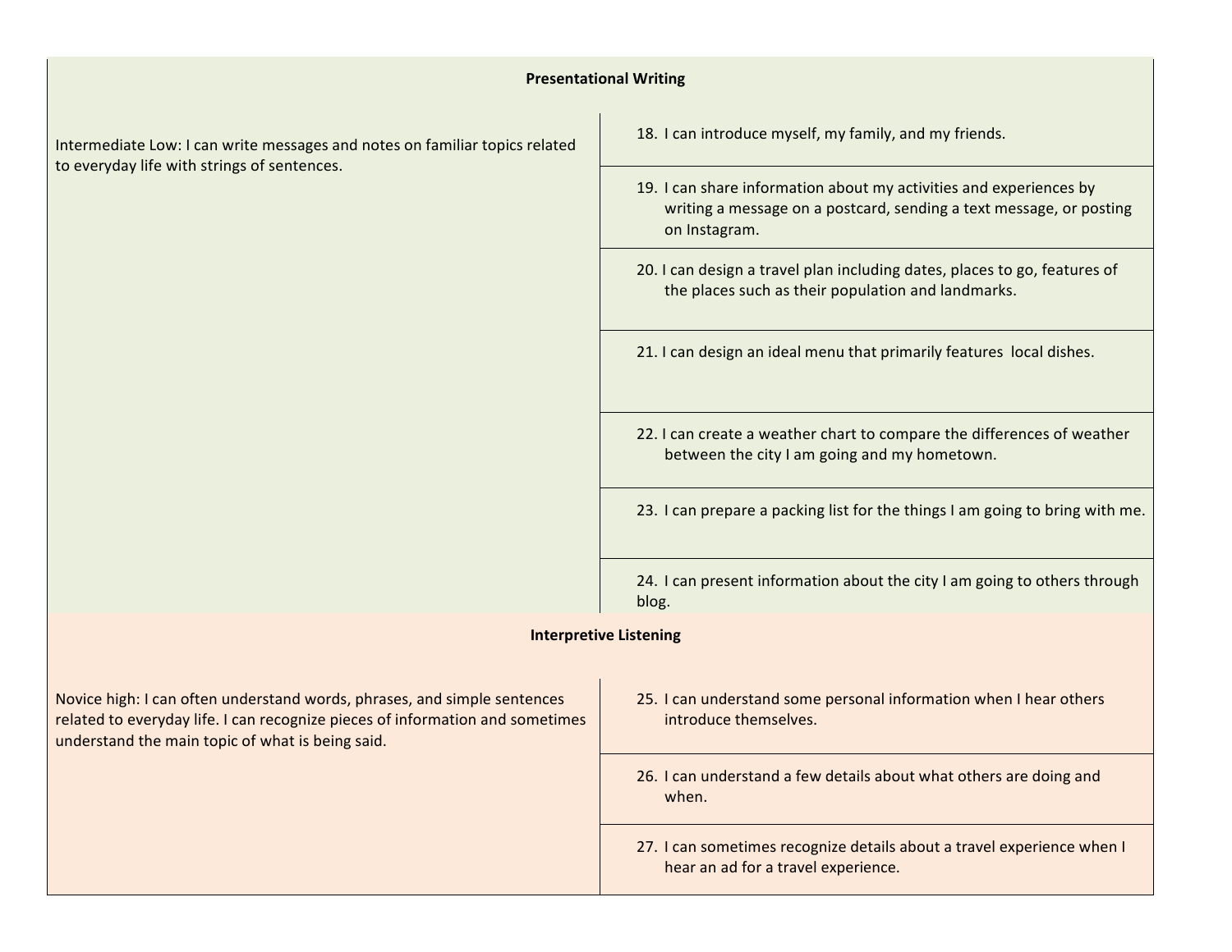| Presentational Writing | |
|---|---|
| Intermediate Low: I can write messages and notes on familiar topics related to everyday life with strings of sentences. | 18. I can introduce myself, my family, and my friends. |
| | 19. I can share information about my activities and experiences by writing a message on a postcard, sending a text message, or posting on Instagram. |
| | 20. I can design a travel plan including dates, places to go, features of the places such as their population and landmarks. |
| | 21. I can design an ideal menu that primarily features local dishes. |
| | 22. I can create a weather chart to compare the differences of weather between the city I am going and my hometown. |
| | 23. I can prepare a packing list for the things I am going to bring with me. |
| | 24. I can present information about the city I am going to others through blog. |

| Interpretive Listening | |
|---|---|
| Novice high: I can often understand words, phrases, and simple sentences related to everyday life. I can recognize pieces of information and sometimes understand the main topic of what is being said. | 25. I can understand some personal information when I hear others introduce themselves. |
| | 26. I can understand a few details about what others are doing and when. |
| | 27. I can sometimes recognize details about a travel experience when I hear an ad for a travel experience. |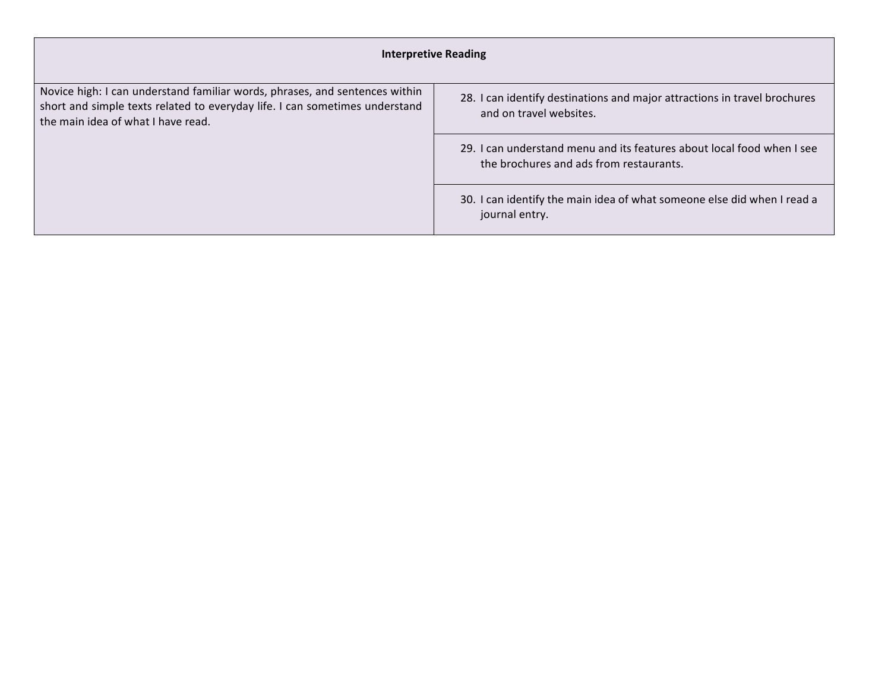| Interpretive Reading | |
|---|---|
| Novice high: I can understand familiar words, phrases, and sentences within short and simple texts related to everyday life. I can sometimes understand the main idea of what I have read. | 28. I can identify destinations and major attractions in travel brochures and on travel websites. |
| | 29. I can understand menu and its features about local food when I see the brochures and ads from restaurants. |
| | 30. I can identify the main idea of what someone else did when I read a journal entry. |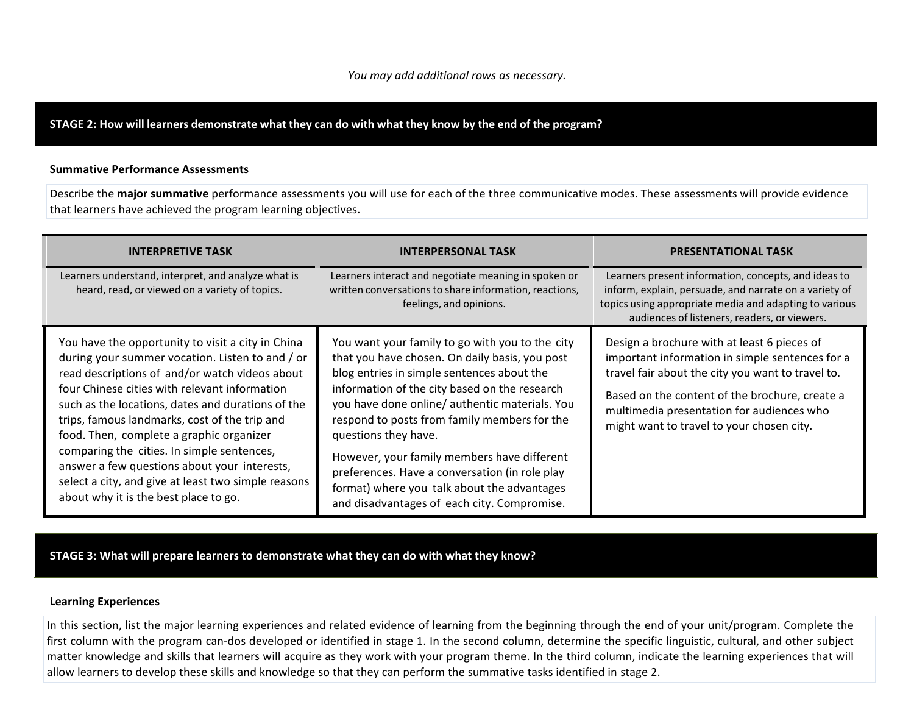*You may add additional rows as necessary.*

## STAGE 2: How will learners demonstrate what they can do with what they know by the end of the program?

**Summative Performance Assessments**

Describe the **major summative** performance assessments you will use for each of the three communicative modes. These assessments will provide evidence that learners have achieved the program learning objectives.

| INTERPRETIVE TASK | INTERPERSONAL TASK | PRESENTATIONAL TASK |
|---|---|---|
| Learners understand, interpret, and analyze what is heard, read, or viewed on a variety of topics. | Learners interact and negotiate meaning in spoken or written conversations to share information, reactions, feelings, and opinions. | Learners present information, concepts, and ideas to inform, explain, persuade, and narrate on a variety of topics using appropriate media and adapting to various audiences of listeners, readers, or viewers. |
| You have the opportunity to visit a city in China during your summer vocation. Listen to and / or read descriptions of and/or watch videos about four Chinese cities with relevant information such as the locations, dates and durations of the trips, famous landmarks, cost of the trip and food. Then, complete a graphic organizer comparing the cities. In simple sentences, answer a few questions about your interests, select a city, and give at least two simple reasons about why it is the best place to go. | You want your family to go with you to the city that you have chosen. On daily basis, you post blog entries in simple sentences about the information of the city based on the research you have done online/ authentic materials. You respond to posts from family members for the questions they have.<br><br>However, your family members have different preferences. Have a conversation (in role play format) where you talk about the advantages and disadvantages of each city. Compromise. | Design a brochure with at least 6 pieces of important information in simple sentences for a travel fair about the city you want to travel to.<br><br>Based on the content of the brochure, create a multimedia presentation for audiences who might want to travel to your chosen city. |

## STAGE 3: What will prepare learners to demonstrate what they can do with what they know?

**Learning Experiences**

In this section, list the major learning experiences and related evidence of learning from the beginning through the end of your unit/program. Complete the first column with the program can-dos developed or identified in stage 1. In the second column, determine the specific linguistic, cultural, and other subject matter knowledge and skills that learners will acquire as they work with your program theme. In the third column, indicate the learning experiences that will allow learners to develop these skills and knowledge so that they can perform the summative tasks identified in stage 2.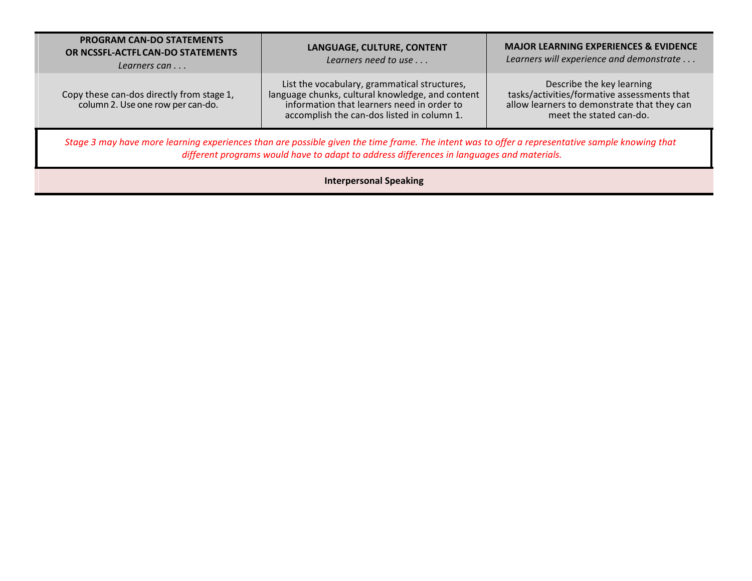| PROGRAM CAN-DO STATEMENTS OR NCSSFL-ACTFL CAN-DO STATEMENTS *Learners can . . .* | LANGUAGE, CULTURE, CONTENT *Learners need to use . . .* | MAJOR LEARNING EXPERIENCES & EVIDENCE *Learners will experience and demonstrate . . .* |
|---|---|---|
| Copy these can-dos directly from stage 1, column 2. Use one row per can-do. | List the vocabulary, grammatical structures, language chunks, cultural knowledge, and content information that learners need in order to accomplish the can-dos listed in column 1. | Describe the key learning tasks/activities/formative assessments that allow learners to demonstrate that they can meet the stated can-do. |
| *Stage 3 may have more learning experiences than are possible given the time frame. The intent was to offer a representative sample knowing that different programs would have to adapt to address differences in languages and materials.* | | |
| **Interpersonal Speaking** | | |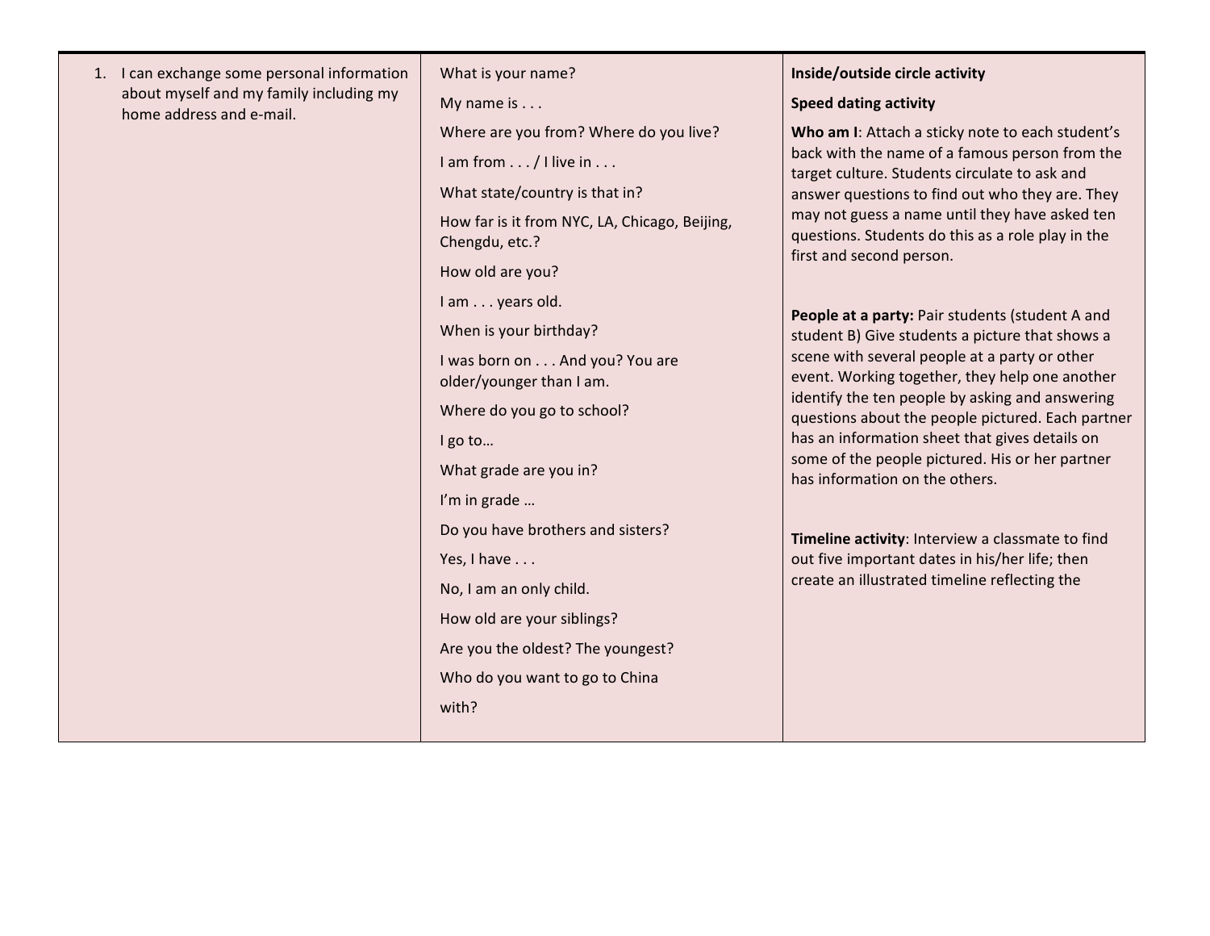| | | |
|---|---|---|
| 1. I can exchange some personal information about myself and my family including my home address and e-mail. | What is your name?<br><br>My name is . . .<br><br>Where are you from? Where do you live?<br><br>I am from . . . / I live in . . .<br><br>What state/country is that in?<br><br>How far is it from NYC, LA, Chicago, Beijing, Chengdu, etc.?<br><br>How old are you?<br><br>I am . . . years old.<br><br>When is your birthday?<br><br>I was born on . . . And you? You are older/younger than I am.<br><br>Where do you go to school?<br><br>I go to…<br><br>What grade are you in?<br><br>I'm in grade …<br><br>Do you have brothers and sisters?<br><br>Yes, I have . . .<br><br>No, I am an only child.<br><br>How old are your siblings?<br><br>Are you the oldest? The youngest?<br><br>Who do you want to go to China<br><br>with? | **Inside/outside circle activity**<br><br>**Speed dating activity**<br><br>**Who am I**: Attach a sticky note to each student's back with the name of a famous person from the target culture. Students circulate to ask and answer questions to find out who they are. They may not guess a name until they have asked ten questions. Students do this as a role play in the first and second person.<br><br>**People at a party:** Pair students (student A and student B) Give students a picture that shows a scene with several people at a party or other event. Working together, they help one another identify the ten people by asking and answering questions about the people pictured. Each partner has an information sheet that gives details on some of the people pictured. His or her partner has information on the others.<br><br>**Timeline activity**: Interview a classmate to find out five important dates in his/her life; then create an illustrated timeline reflecting the |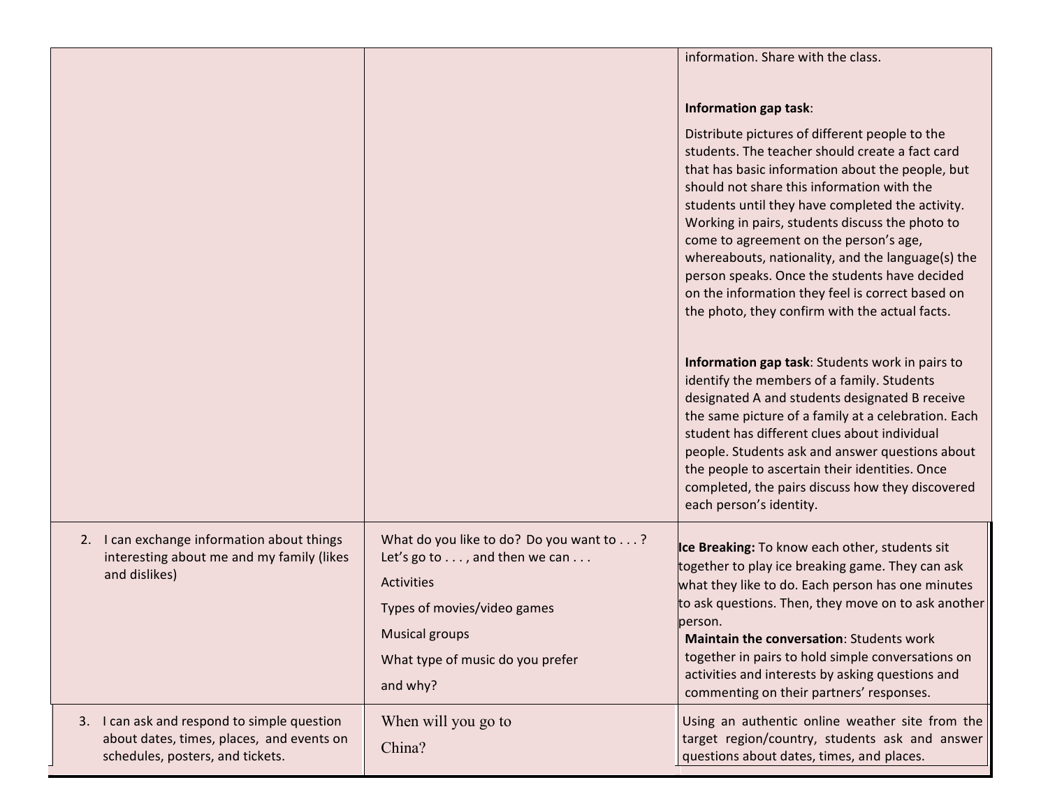| | | |
|---|---|---|
| | | information. Share with the class.<br><br>**Information gap task**:<br><br>Distribute pictures of different people to the students. The teacher should create a fact card that has basic information about the people, but should not share this information with the students until they have completed the activity. Working in pairs, students discuss the photo to come to agreement on the person's age, whereabouts, nationality, and the language(s) the person speaks. Once the students have decided on the information they feel is correct based on the photo, they confirm with the actual facts.<br><br>**Information gap task**: Students work in pairs to identify the members of a family. Students designated A and students designated B receive the same picture of a family at a celebration. Each student has different clues about individual people. Students ask and answer questions about the people to ascertain their identities. Once completed, the pairs discuss how they discovered each person's identity. |
| 2. I can exchange information about things interesting about me and my family (likes and dislikes) | What do you like to do? Do you want to . . . ? Let's go to . . . , and then we can . . .<br><br>Activities<br><br>Types of movies/video games<br><br>Musical groups<br><br>What type of music do you prefer and why? | **Ice Breaking:** To know each other, students sit together to play ice breaking game. They can ask what they like to do. Each person has one minutes to ask questions. Then, they move on to ask another person.<br>**Maintain the conversation**: Students work together in pairs to hold simple conversations on activities and interests by asking questions and commenting on their partners' responses. |
| 3. I can ask and respond to simple question about dates, times, places, and events on schedules, posters, and tickets. | When will you go to China? | Using an authentic online weather site from the target region/country, students ask and answer questions about dates, times, and places. |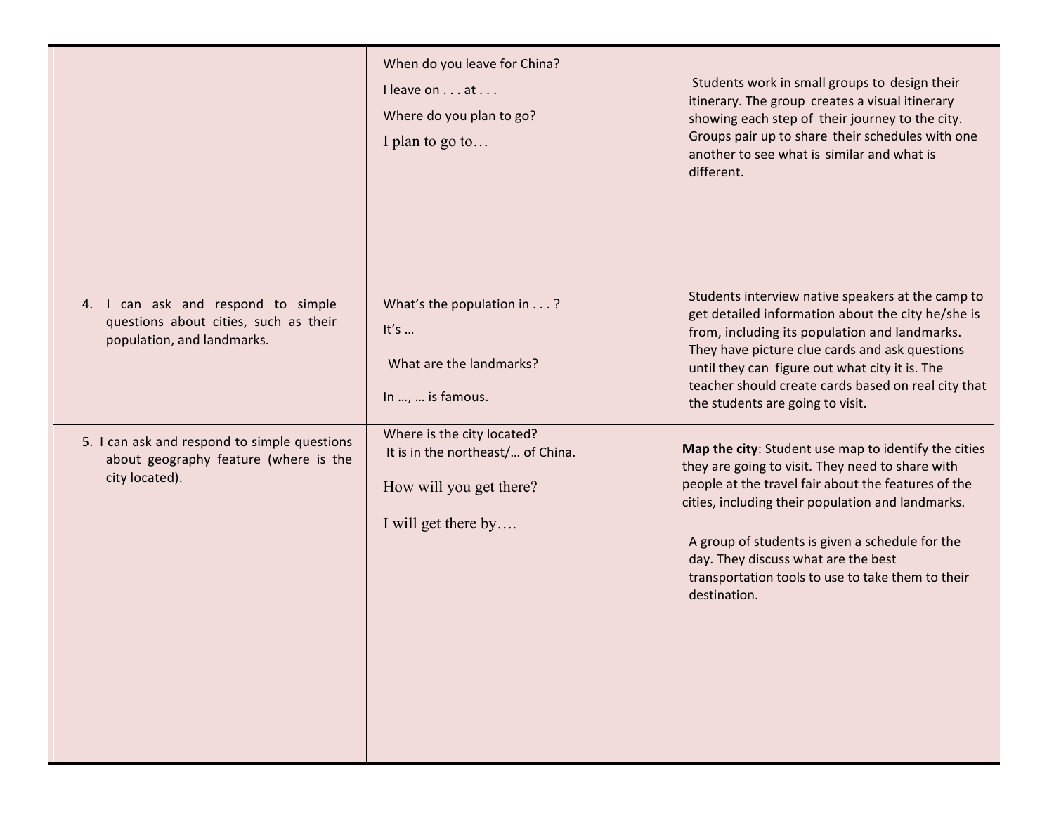|  |  |  |
|---|---|---|
|  | When do you leave for China?<br><br>I leave on . . . at . . .<br><br>Where do you plan to go?<br><br>I plan to go to… | Students work in small groups to design their itinerary. The group creates a visual itinerary showing each step of their journey to the city. Groups pair up to share their schedules with one another to see what is similar and what is different. |
| 4. I can ask and respond to simple questions about cities, such as their population, and landmarks. | What's the population in . . . ?<br><br>It's …<br><br>What are the landmarks?<br><br>In …, … is famous. | Students interview native speakers at the camp to get detailed information about the city he/she is from, including its population and landmarks. They have picture clue cards and ask questions until they can figure out what city it is. The teacher should create cards based on real city that the students are going to visit. |
| 5. I can ask and respond to simple questions about geography feature (where is the city located). | Where is the city located?<br>It is in the northeast/… of China.<br><br>How will you get there?<br><br>I will get there by…. | **Map the city**: Student use map to identify the cities they are going to visit. They need to share with people at the travel fair about the features of the cities, including their population and landmarks.<br><br>A group of students is given a schedule for the day. They discuss what are the best transportation tools to use to take them to their destination. |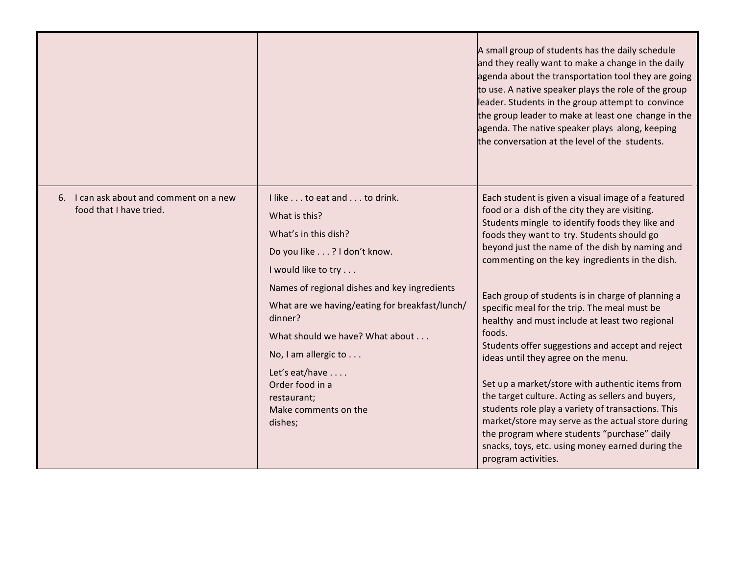| | | |
|---|---|---|
| | | A small group of students has the daily schedule and they really want to make a change in the daily agenda about the transportation tool they are going to use. A native speaker plays the role of the group leader. Students in the group attempt to convince the group leader to make at least one change in the agenda. The native speaker plays along, keeping the conversation at the level of the students. |
| 6. I can ask about and comment on a new food that I have tried. | I like . . . to eat and . . . to drink.<br><br>What is this?<br><br>What's in this dish?<br><br>Do you like . . . ? I don't know.<br><br>I would like to try . . .<br><br>Names of regional dishes and key ingredients<br><br>What are we having/eating for breakfast/lunch/ dinner?<br><br>What should we have? What about . . .<br><br>No, I am allergic to . . .<br><br>Let's eat/have . . . .<br>Order food in a restaurant;<br>Make comments on the dishes; | Each student is given a visual image of a featured food or a dish of the city they are visiting. Students mingle to identify foods they like and foods they want to try. Students should go beyond just the name of the dish by naming and commenting on the key ingredients in the dish.<br><br>Each group of students is in charge of planning a specific meal for the trip. The meal must be healthy and must include at least two regional foods.<br>Students offer suggestions and accept and reject ideas until they agree on the menu.<br><br>Set up a market/store with authentic items from the target culture. Acting as sellers and buyers, students role play a variety of transactions. This market/store may serve as the actual store during the program where students "purchase" daily snacks, toys, etc. using money earned during the program activities. |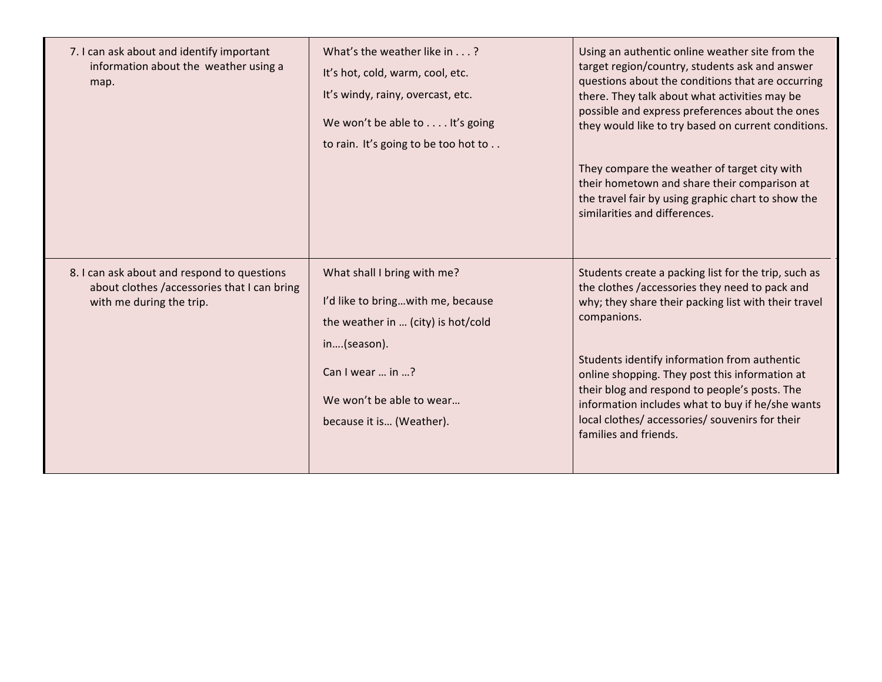| | | |
|---|---|---|
| 7. I can ask about and identify important information about the weather using a map. | What's the weather like in . . . ?<br><br>It's hot, cold, warm, cool, etc.<br><br>It's windy, rainy, overcast, etc.<br><br>We won't be able to . . . . It's going to rain. It's going to be too hot to . . | Using an authentic online weather site from the target region/country, students ask and answer questions about the conditions that are occurring there. They talk about what activities may be possible and express preferences about the ones they would like to try based on current conditions.<br><br>They compare the weather of target city with their hometown and share their comparison at the travel fair by using graphic chart to show the similarities and differences. |
| 8. I can ask about and respond to questions about clothes /accessories that I can bring with me during the trip. | What shall I bring with me?<br><br>I'd like to bring…with me, because the weather in … (city) is hot/cold in….(season).<br><br>Can I wear … in …?<br><br>We won't be able to wear… because it is… (Weather). | Students create a packing list for the trip, such as the clothes /accessories they need to pack and why; they share their packing list with their travel companions.<br><br>Students identify information from authentic online shopping. They post this information at their blog and respond to people's posts. The information includes what to buy if he/she wants local clothes/ accessories/ souvenirs for their families and friends. |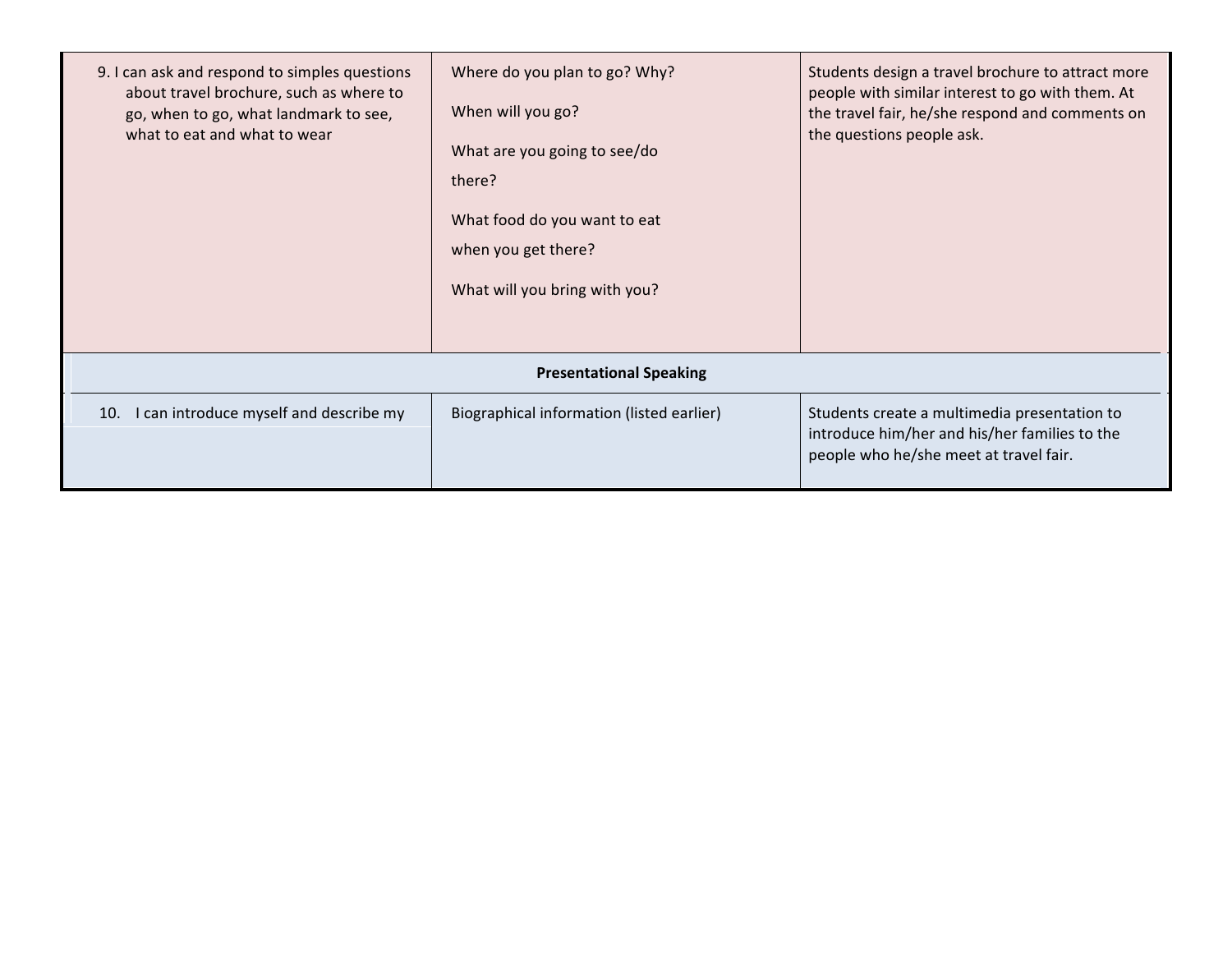| | | |
|---|---|---|
| 9. I can ask and respond to simples questions about travel brochure, such as where to go, when to go, what landmark to see, what to eat and what to wear | Where do you plan to go? Why?<br><br>When will you go?<br><br>What are you going to see/do there?<br><br>What food do you want to eat when you get there?<br><br>What will you bring with you? | Students design a travel brochure to attract more people with similar interest to go with them. At the travel fair, he/she respond and comments on the questions people ask. |
| **Presentational Speaking** | | |
| 10. I can introduce myself and describe my | Biographical information (listed earlier) | Students create a multimedia presentation to introduce him/her and his/her families to the people who he/she meet at travel fair. |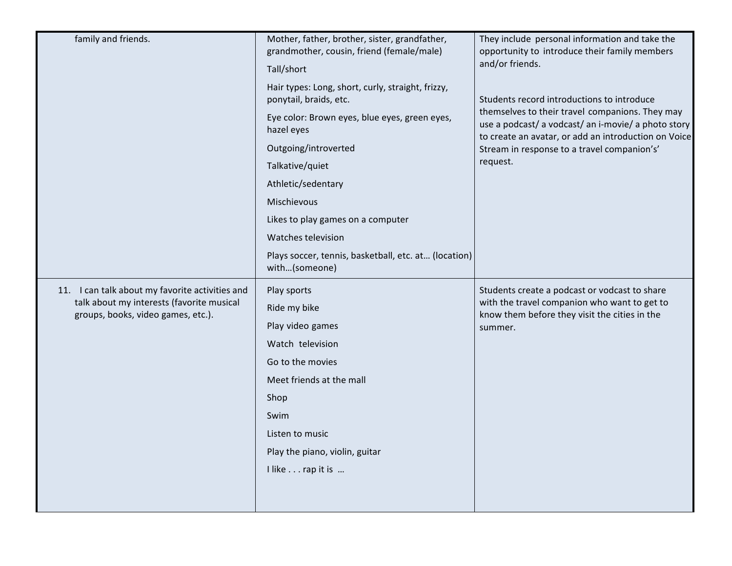| | | |
|---|---|---|
| family and friends. | Mother, father, brother, sister, grandfather, grandmother, cousin, friend (female/male)<br><br>Tall/short<br><br>Hair types: Long, short, curly, straight, frizzy, ponytail, braids, etc.<br><br>Eye color: Brown eyes, blue eyes, green eyes, hazel eyes<br><br>Outgoing/introverted<br><br>Talkative/quiet<br><br>Athletic/sedentary<br><br>Mischievous<br><br>Likes to play games on a computer<br><br>Watches television<br><br>Plays soccer, tennis, basketball, etc. at… (location) with…(someone) | They include personal information and take the opportunity to introduce their family members and/or friends.<br><br>Students record introductions to introduce themselves to their travel companions. They may use a podcast/ a vodcast/ an i-movie/ a photo story to create an avatar, or add an introduction on Voice Stream in response to a travel companion's' request. |
| 11. I can talk about my favorite activities and talk about my interests (favorite musical groups, books, video games, etc.). | Play sports<br><br>Ride my bike<br><br>Play video games<br><br>Watch television<br><br>Go to the movies<br><br>Meet friends at the mall<br><br>Shop<br><br>Swim<br><br>Listen to music<br><br>Play the piano, violin, guitar<br><br>I like . . . rap it is … | Students create a podcast or vodcast to share with the travel companion who want to get to know them before they visit the cities in the summer. |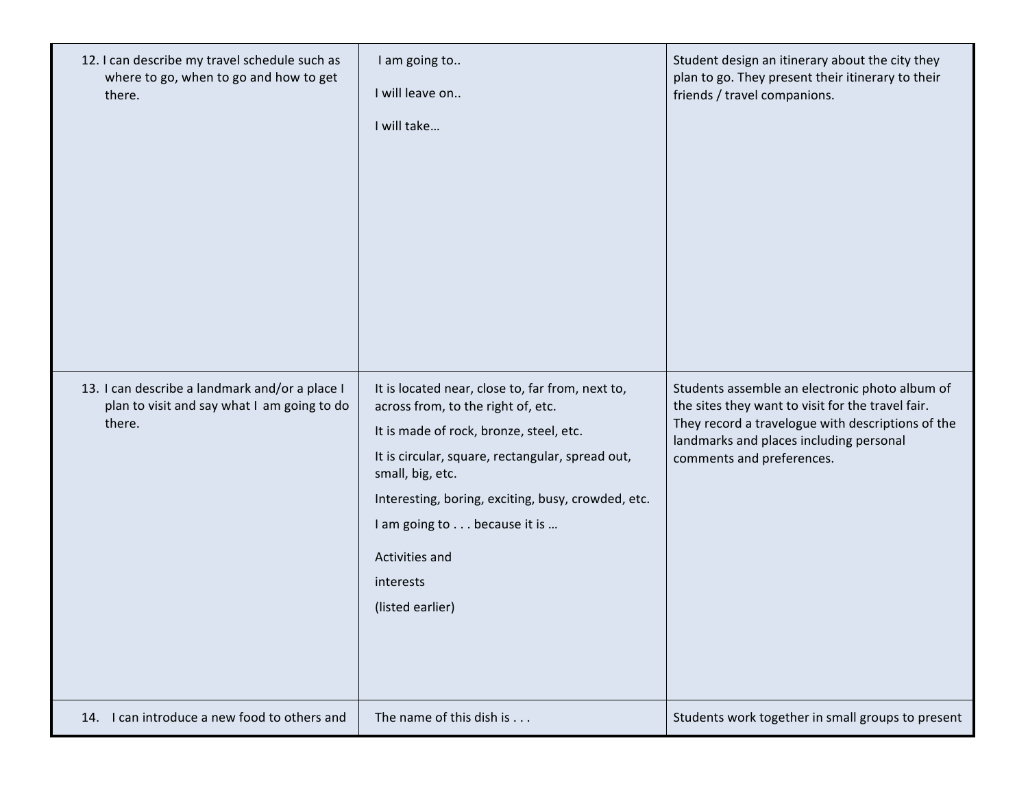| | | |
|---|---|---|
| 12. I can describe my travel schedule such as where to go, when to go and how to get there. | I am going to..<br><br>I will leave on..<br><br>I will take… | Student design an itinerary about the city they plan to go. They present their itinerary to their friends / travel companions. |
| 13. I can describe a landmark and/or a place I plan to visit and say what I am going to do there. | It is located near, close to, far from, next to, across from, to the right of, etc.<br><br>It is made of rock, bronze, steel, etc.<br><br>It is circular, square, rectangular, spread out, small, big, etc.<br><br>Interesting, boring, exciting, busy, crowded, etc.<br><br>I am going to . . . because it is …<br><br>Activities and<br><br>interests<br><br>(listed earlier) | Students assemble an electronic photo album of the sites they want to visit for the travel fair. They record a travelogue with descriptions of the landmarks and places including personal comments and preferences. |
| 14. I can introduce a new food to others and | The name of this dish is . . . | Students work together in small groups to present |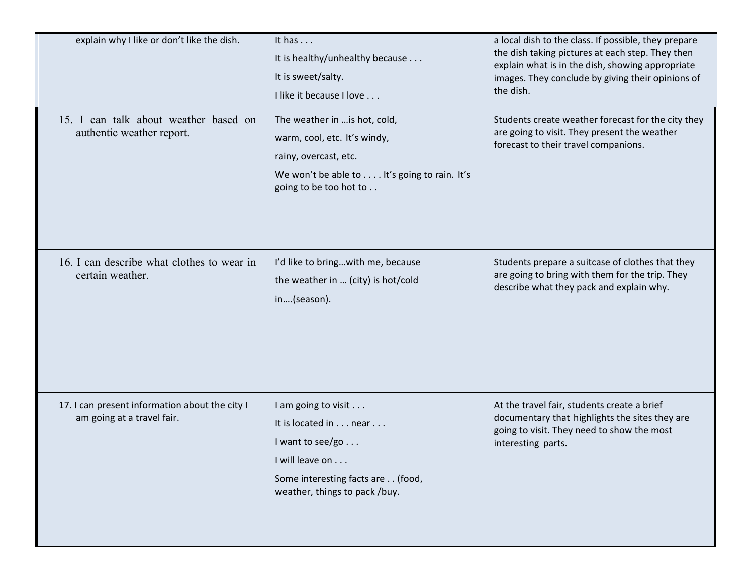| | | |
|---|---|---|
| explain why I like or don't like the dish. | It has . . .<br>It is healthy/unhealthy because . . .<br>It is sweet/salty.<br>I like it because I love . . . | a local dish to the class. If possible, they prepare the dish taking pictures at each step. They then explain what is in the dish, showing appropriate images. They conclude by giving their opinions of the dish. |
| 15. I can talk about weather based on authentic weather report. | The weather in …is hot, cold, warm, cool, etc. It's windy, rainy, overcast, etc.<br>We won't be able to . . . . It's going to rain. It's going to be too hot to . . | Students create weather forecast for the city they are going to visit. They present the weather forecast to their travel companions. |
| 16. I can describe what clothes to wear in certain weather. | I'd like to bring…with me, because the weather in … (city) is hot/cold in….(season). | Students prepare a suitcase of clothes that they are going to bring with them for the trip. They describe what they pack and explain why. |
| 17. I can present information about the city I am going at a travel fair. | I am going to visit . . .<br>It is located in . . . near . . .<br>I want to see/go . . .<br>I will leave on . . .<br>Some interesting facts are . . (food, weather, things to pack /buy. | At the travel fair, students create a brief documentary that highlights the sites they are going to visit. They need to show the most interesting parts. |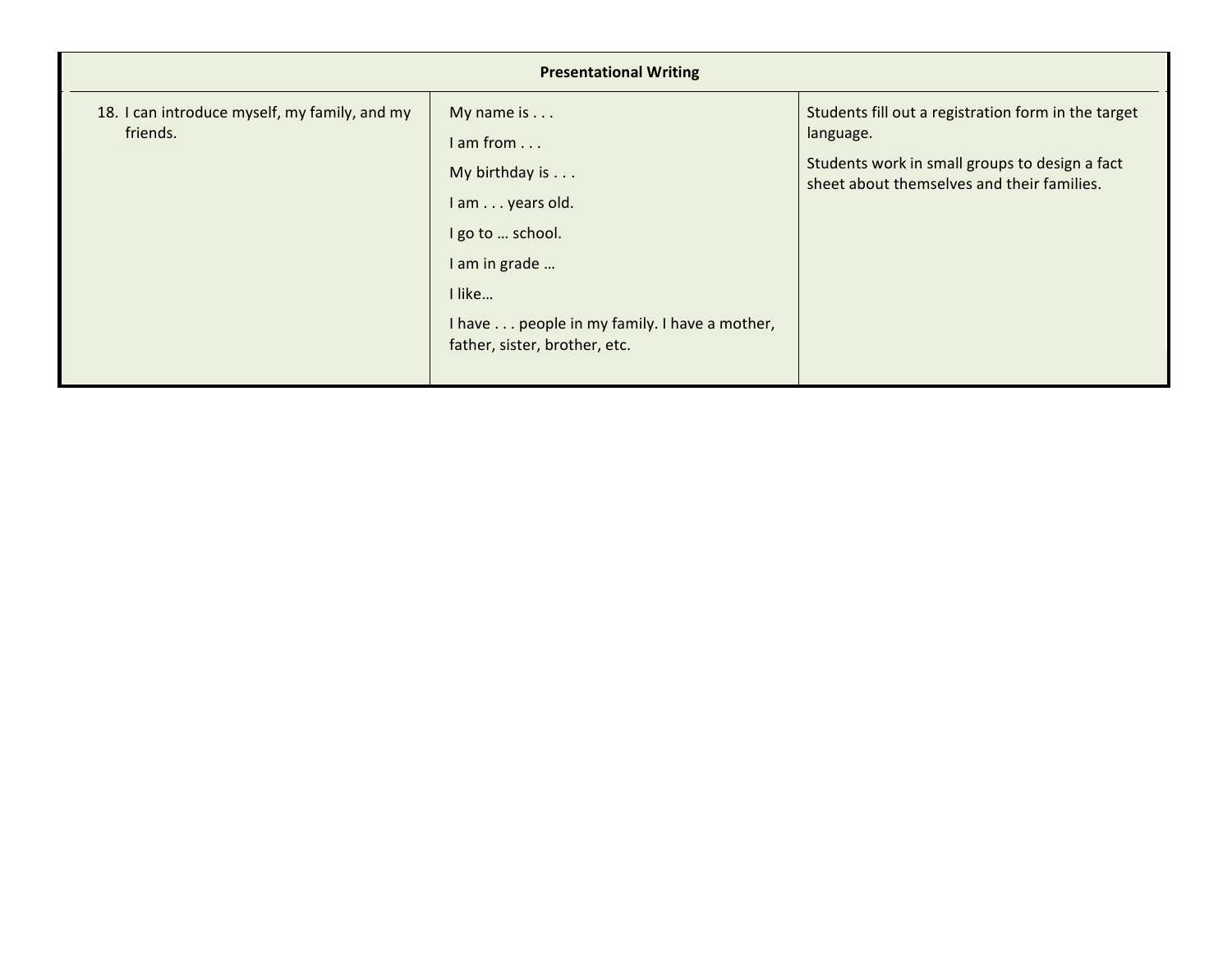| Presentational Writing | | |
|---|---|---|
| 18. I can introduce myself, my family, and my friends. | My name is . . .<br>I am from . . .<br>My birthday is . . .<br>I am . . . years old.<br>I go to … school.<br>I am in grade …<br>I like…<br>I have . . . people in my family. I have a mother, father, sister, brother, etc. | Students fill out a registration form in the target language.<br>Students work in small groups to design a fact sheet about themselves and their families. |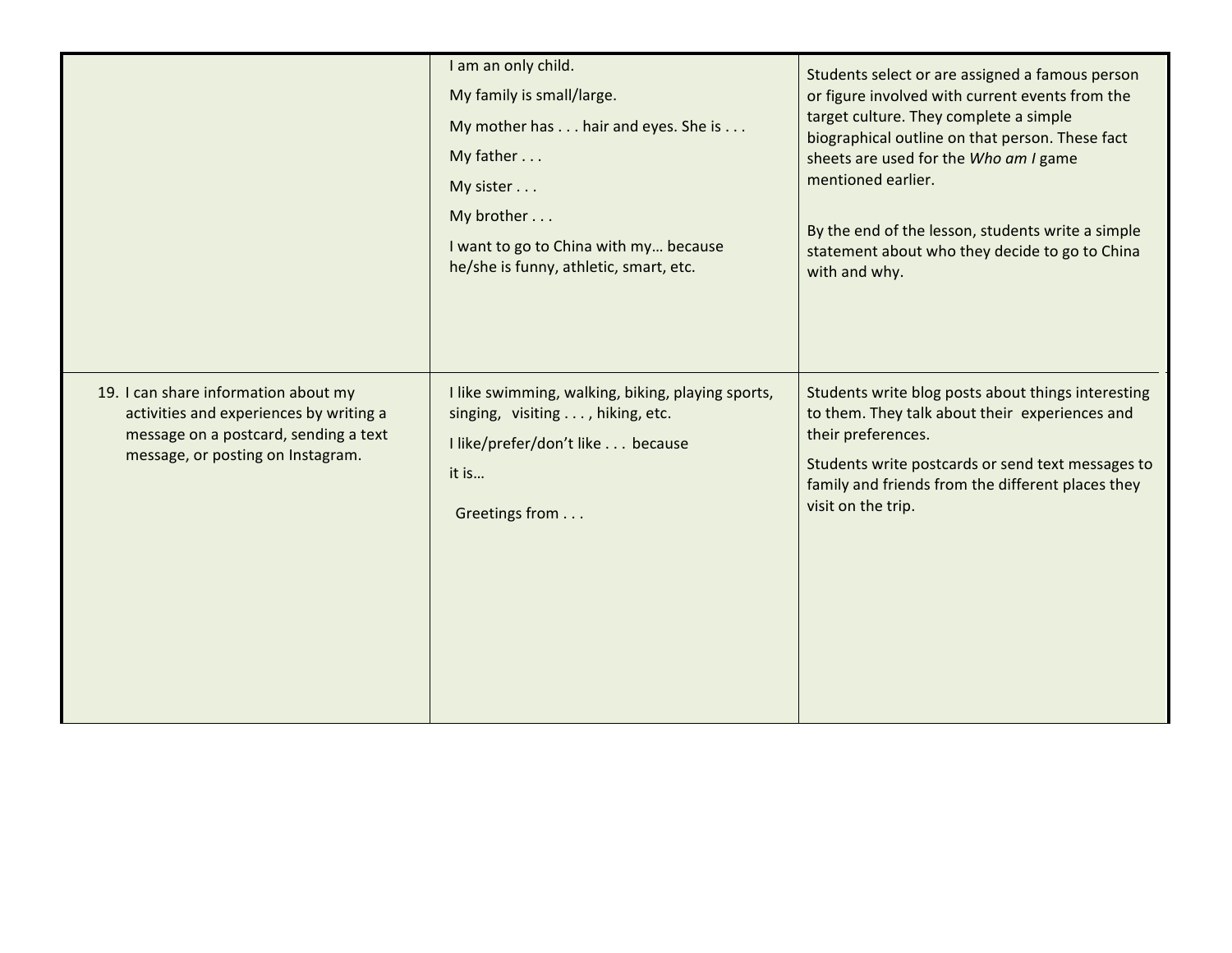| | | |
|---|---|---|
| | I am an only child.<br><br>My family is small/large.<br><br>My mother has . . . hair and eyes. She is . . .<br><br>My father . . .<br><br>My sister . . .<br><br>My brother . . .<br><br>I want to go to China with my… because he/she is funny, athletic, smart, etc. | Students select or are assigned a famous person or figure involved with current events from the target culture. They complete a simple biographical outline on that person. These fact sheets are used for the *Who am I* game mentioned earlier.<br><br>By the end of the lesson, students write a simple statement about who they decide to go to China with and why. |
| 19. I can share information about my activities and experiences by writing a message on a postcard, sending a text message, or posting on Instagram. | I like swimming, walking, biking, playing sports, singing, visiting . . . , hiking, etc.<br><br>I like/prefer/don't like . . . because it is…<br><br>Greetings from . . . | Students write blog posts about things interesting to them. They talk about their experiences and their preferences.<br><br>Students write postcards or send text messages to family and friends from the different places they visit on the trip. |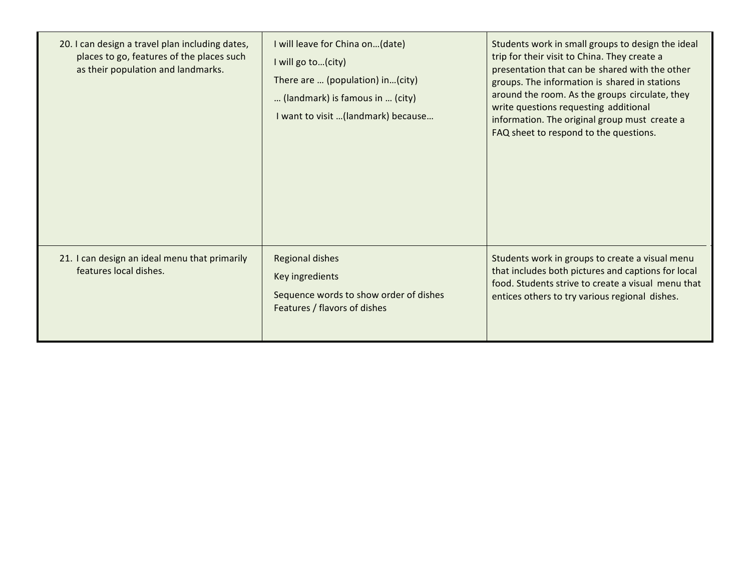|  |  |  |
|---|---|---|
| 20. I can design a travel plan including dates, places to go, features of the places such as their population and landmarks. | I will leave for China on…(date)<br><br>I will go to…(city)<br><br>There are … (population) in…(city)<br><br>… (landmark) is famous in … (city)<br><br>I want to visit …(landmark) because… | Students work in small groups to design the ideal trip for their visit to China. They create a presentation that can be shared with the other groups. The information is shared in stations around the room. As the groups circulate, they write questions requesting additional information. The original group must create a FAQ sheet to respond to the questions. |
| 21. I can design an ideal menu that primarily features local dishes. | Regional dishes<br><br>Key ingredients<br><br>Sequence words to show order of dishes<br>Features / flavors of dishes | Students work in groups to create a visual menu that includes both pictures and captions for local food. Students strive to create a visual menu that entices others to try various regional dishes. |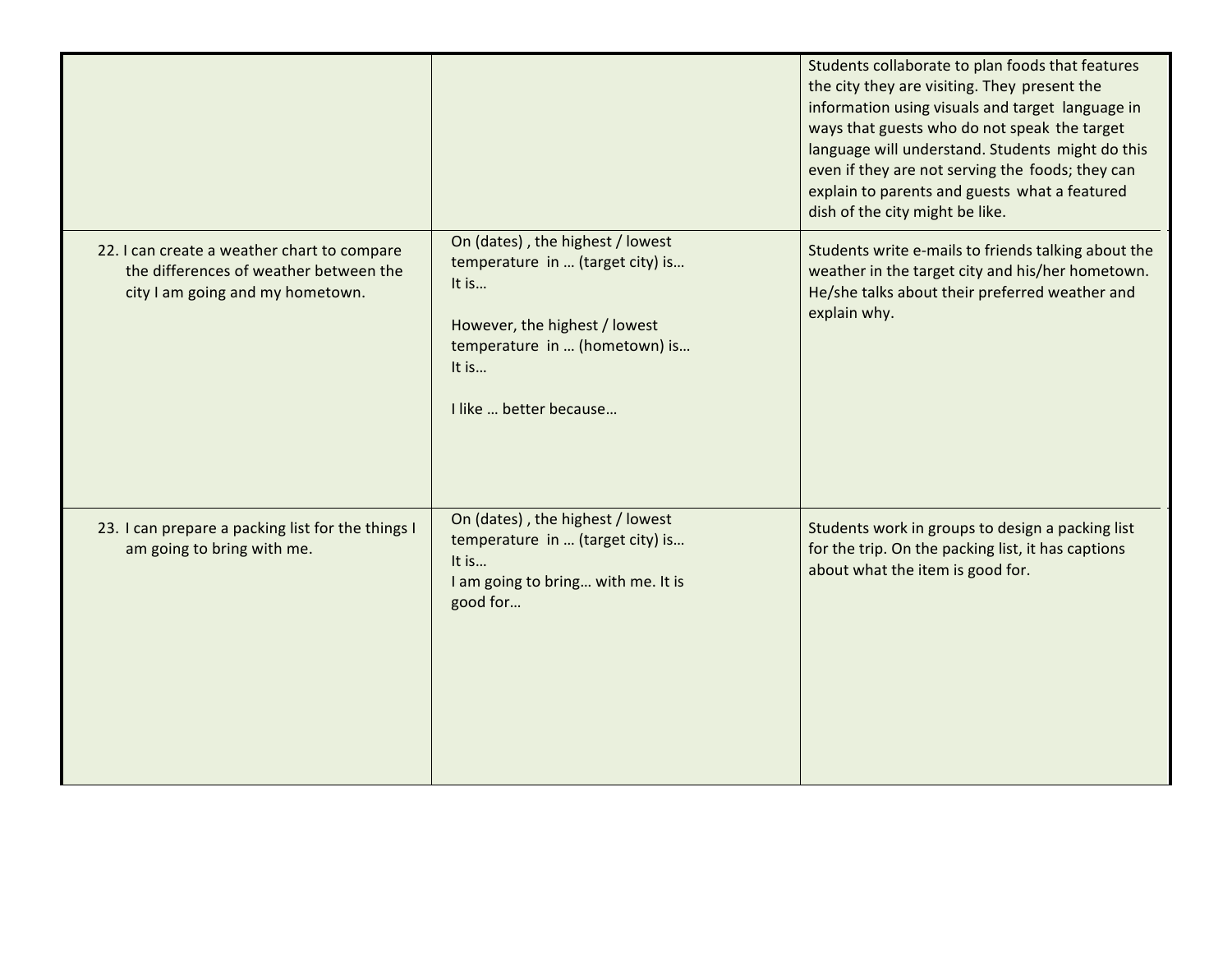| | | |
|---|---|---|
| | | Students collaborate to plan foods that features the city they are visiting. They present the information using visuals and target language in ways that guests who do not speak the target language will understand. Students might do this even if they are not serving the foods; they can explain to parents and guests what a featured dish of the city might be like. |
| 22. I can create a weather chart to compare the differences of weather between the city I am going and my hometown. | On (dates) , the highest / lowest temperature in … (target city) is… It is…<br><br>However, the highest / lowest temperature in … (hometown) is… It is…<br><br>I like … better because… | Students write e-mails to friends talking about the weather in the target city and his/her hometown. He/she talks about their preferred weather and explain why. |
| 23. I can prepare a packing list for the things I am going to bring with me. | On (dates) , the highest / lowest temperature in … (target city) is… It is…<br>I am going to bring… with me. It is good for… | Students work in groups to design a packing list for the trip. On the packing list, it has captions about what the item is good for. |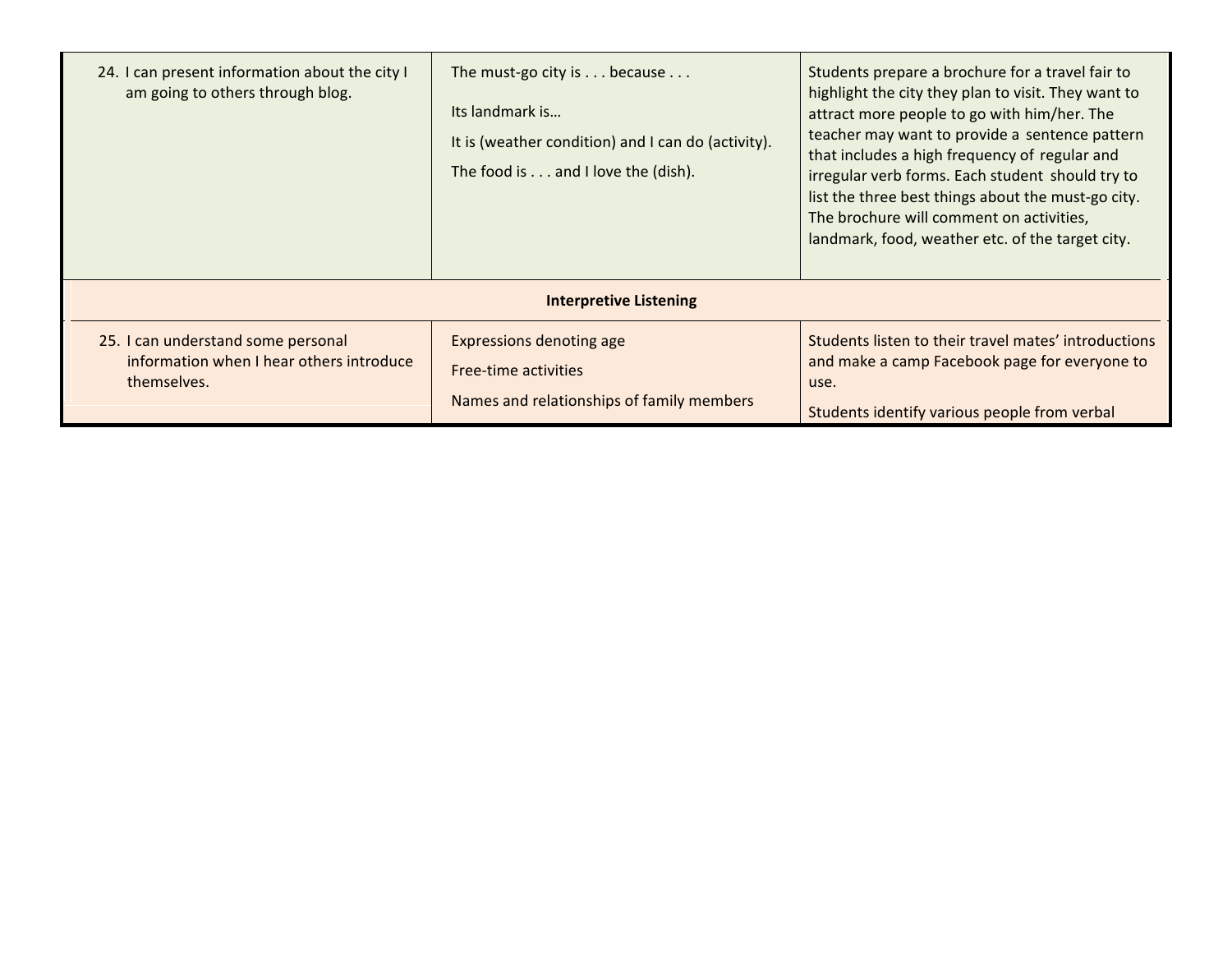| | | |
|---|---|---|
| 24. I can present information about the city I am going to others through blog. | The must-go city is . . . because . . .<br><br>Its landmark is…<br><br>It is (weather condition) and I can do (activity).<br><br>The food is . . . and I love the (dish). | Students prepare a brochure for a travel fair to highlight the city they plan to visit. They want to attract more people to go with him/her. The teacher may want to provide a sentence pattern that includes a high frequency of regular and irregular verb forms. Each student should try to list the three best things about the must-go city. The brochure will comment on activities, landmark, food, weather etc. of the target city. |
| **Interpretive Listening** | | |
| 25. I can understand some personal information when I hear others introduce themselves. | Expressions denoting age<br><br>Free-time activities<br><br>Names and relationships of family members | Students listen to their travel mates' introductions and make a camp Facebook page for everyone to use.<br><br>Students identify various people from verbal |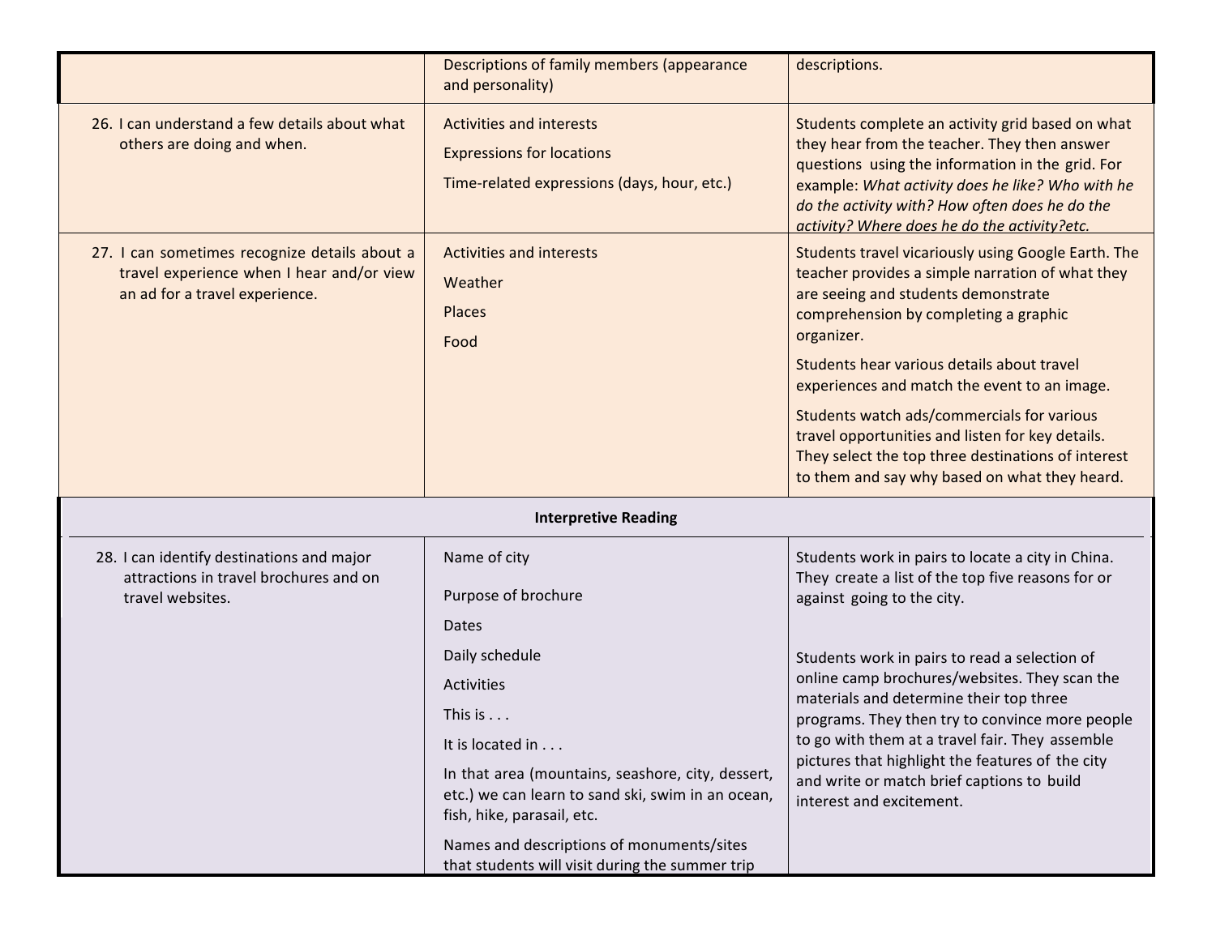| | | |
|---|---|---|
| | Descriptions of family members (appearance and personality) | descriptions. |
| 26. I can understand a few details about what others are doing and when. | Activities and interests<br>Expressions for locations<br>Time-related expressions (days, hour, etc.) | Students complete an activity grid based on what they hear from the teacher. They then answer questions using the information in the grid. For example: *What activity does he like? Who with he do the activity with? How often does he do the activity? Where does he do the activity?etc.* |
| 27. I can sometimes recognize details about a travel experience when I hear and/or view an ad for a travel experience. | Activities and interests<br>Weather<br>Places<br>Food | Students travel vicariously using Google Earth. The teacher provides a simple narration of what they are seeing and students demonstrate comprehension by completing a graphic organizer.<br>Students hear various details about travel experiences and match the event to an image.<br>Students watch ads/commercials for various travel opportunities and listen for key details. They select the top three destinations of interest to them and say why based on what they heard. |
| **Interpretive Reading** | | |
| 28. I can identify destinations and major attractions in travel brochures and on travel websites. | Name of city<br>Purpose of brochure<br>Dates<br>Daily schedule<br>Activities<br>This is . . .<br>It is located in . . .<br>In that area (mountains, seashore, city, dessert, etc.) we can learn to sand ski, swim in an ocean, fish, hike, parasail, etc.<br>Names and descriptions of monuments/sites that students will visit during the summer trip | Students work in pairs to locate a city in China. They create a list of the top five reasons for or against going to the city.<br><br>Students work in pairs to read a selection of online camp brochures/websites. They scan the materials and determine their top three programs. They then try to convince more people to go with them at a travel fair. They assemble pictures that highlight the features of the city and write or match brief captions to build interest and excitement. |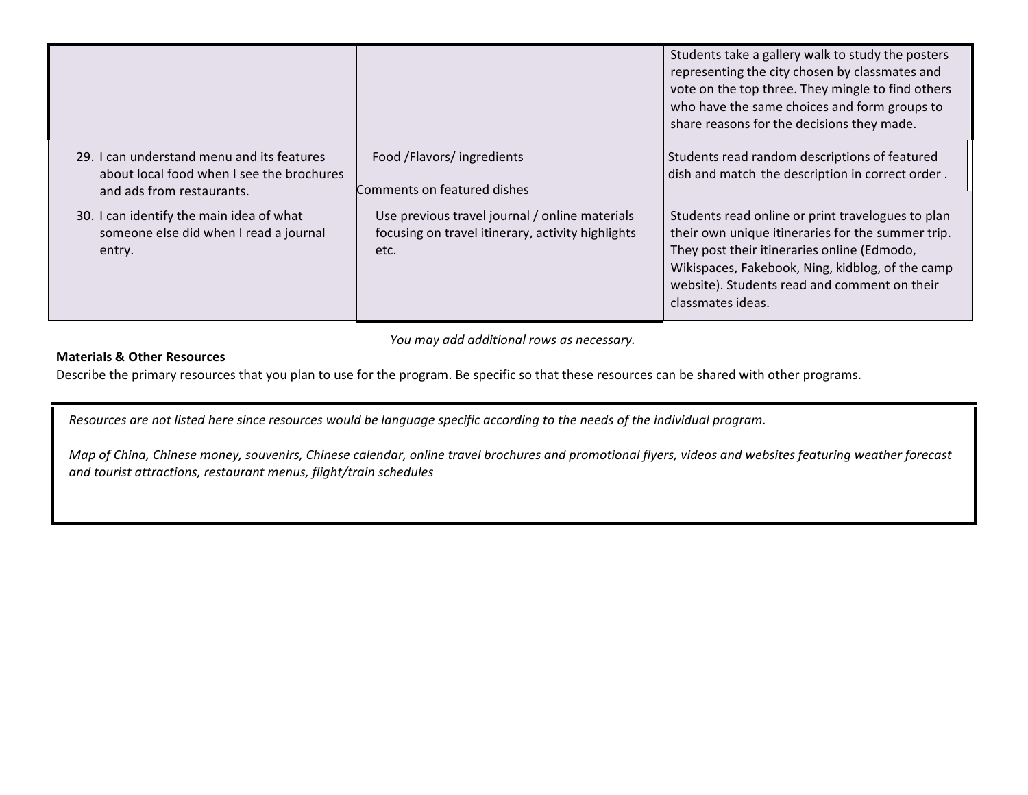| | | |
|---|---|---|
| | | Students take a gallery walk to study the posters representing the city chosen by classmates and vote on the top three. They mingle to find others who have the same choices and form groups to share reasons for the decisions they made. |
| 29. I can understand menu and its features about local food when I see the brochures and ads from restaurants. | Food /Flavors/ ingredients<br><br>Comments on featured dishes | Students read random descriptions of featured dish and match the description in correct order . |
| 30. I can identify the main idea of what someone else did when I read a journal entry. | Use previous travel journal / online materials focusing on travel itinerary, activity highlights etc. | Students read online or print travelogues to plan their own unique itineraries for the summer trip. They post their itineraries online (Edmodo, Wikispaces, Fakebook, Ning, kidblog, of the camp website). Students read and comment on their classmates ideas. |

*You may add additional rows as necessary.*

**Materials & Other Resources**

Describe the primary resources that you plan to use for the program. Be specific so that these resources can be shared with other programs.

*Resources are not listed here since resources would be language specific according to the needs of the individual program.*

*Map of China, Chinese money, souvenirs, Chinese calendar, online travel brochures and promotional flyers, videos and websites featuring weather forecast and tourist attractions, restaurant menus, flight/train schedules*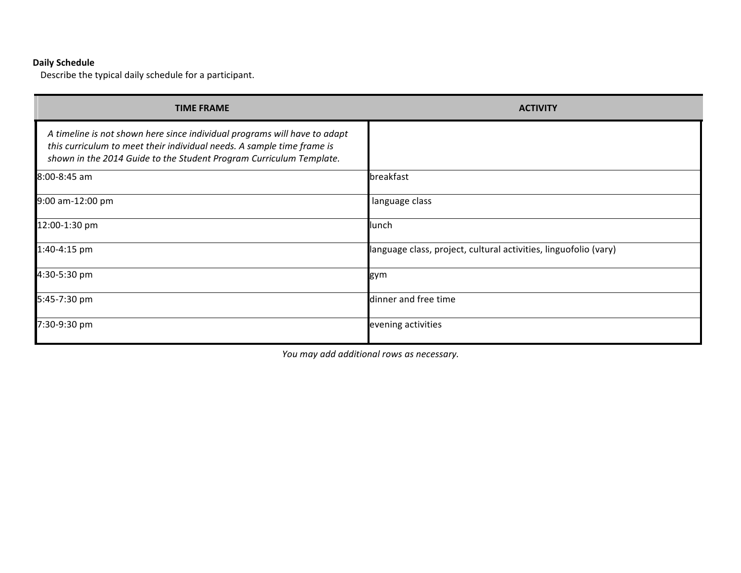**Daily Schedule**

Describe the typical daily schedule for a participant.

| TIME FRAME | ACTIVITY |
|---|---|
| *A timeline is not shown here since individual programs will have to adapt this curriculum to meet their individual needs. A sample time frame is shown in the 2014 Guide to the Student Program Curriculum Template.* | |
| 8:00-8:45 am | breakfast |
| 9:00 am-12:00 pm | language class |
| 12:00-1:30 pm | lunch |
| 1:40-4:15 pm | language class, project, cultural activities, linguofolio (vary) |
| 4:30-5:30 pm | gym |
| 5:45-7:30 pm | dinner and free time |
| 7:30-9:30 pm | evening activities |

*You may add additional rows as necessary.*